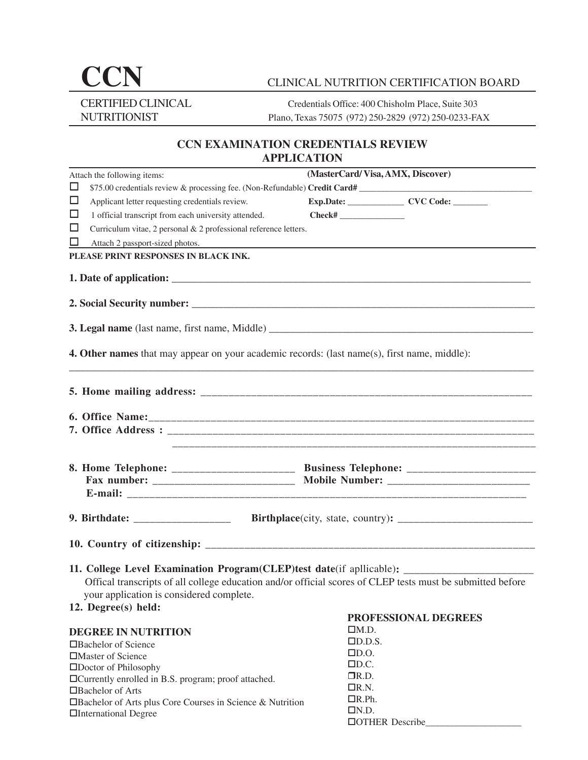# CCN

CLINICAL NUTRITION CERTIFICATION BOARD

CERTIFIED CLINICAL NUTRITIONIST

Credentials Office: 400 Chisholm Place, Suite 303
Plano, Texas 75075 (972) 250-2829 (972) 250-0233-FAX

## CCN EXAMINATION CREDENTIALS REVIEW APPLICATION

Attach the following items:

- ☐ $75.00 credentials review & processing fee. (Non-Refundable)
- ☐ Applicant letter requesting credentials review.
- ☐ 1 official transcript from each university attended.
- ☐ Curriculum vitae, 2 personal & 2 professional reference letters.
- ☐ Attach 2 passport-sized photos.

**(MasterCard/ Visa, AMX, Discover)**
**Credit Card#** ______________________________________
**Exp.Date:** _____________ **CVC Code:** ________
**Check#** _______________

**PLEASE PRINT RESPONSES IN BLACK INK.**

**1. Date of application:** ______________________________________________________________________

**2. Social Security number:** ______________________________________________________________________

**3. Legal name** (last name, first name, Middle) ___________________________________________________

**4. Other names** that may appear on your academic records: (last name(s), first name, middle):
______________________________________________________________________________________

**5. Home mailing address:** ______________________________________________________________

**6. Office Name:**______________________________________________________________________
**7. Office Address :** ____________________________________________________________________
______________________________________________________________________

**8. Home Telephone:** ______________________ **Business Telephone:** _______________________
**Fax number:** __________________________ **Mobile Number:** __________________________
**E-mail:** ______________________________________________________________________________

**9. Birthdate:** _________________ **Birthplace**(city, state, country)**:** _________________________

**10. Country of citizenship:** ______________________________________________________________

**11. College Level Examination Program(CLEP)test date**(if apllicable)**:** _______________________
Offical transcripts of all college education and/or official scores of CLEP tests must be submitted before your application is considered complete.

**12. Degree(s) held:**

**DEGREE IN NUTRITION**
- ☐Bachelor of Science
- ☐Master of Science
- ☐Doctor of Philosophy
- ☐Currently enrolled in B.S. program; proof attached.
- ☐Bachelor of Arts
- ☐Bachelor of Arts plus Core Courses in Science & Nutrition
- ☐International Degree

**PROFESSIONAL DEGREES**
- ☐M.D.
- ☐D.D.S.
- ☐D.O.
- ☐D.C.
- ☐R.D.
- ☐R.N.
- ☐R.Ph.
- ☐N.D.
- ☐OTHER Describe___________________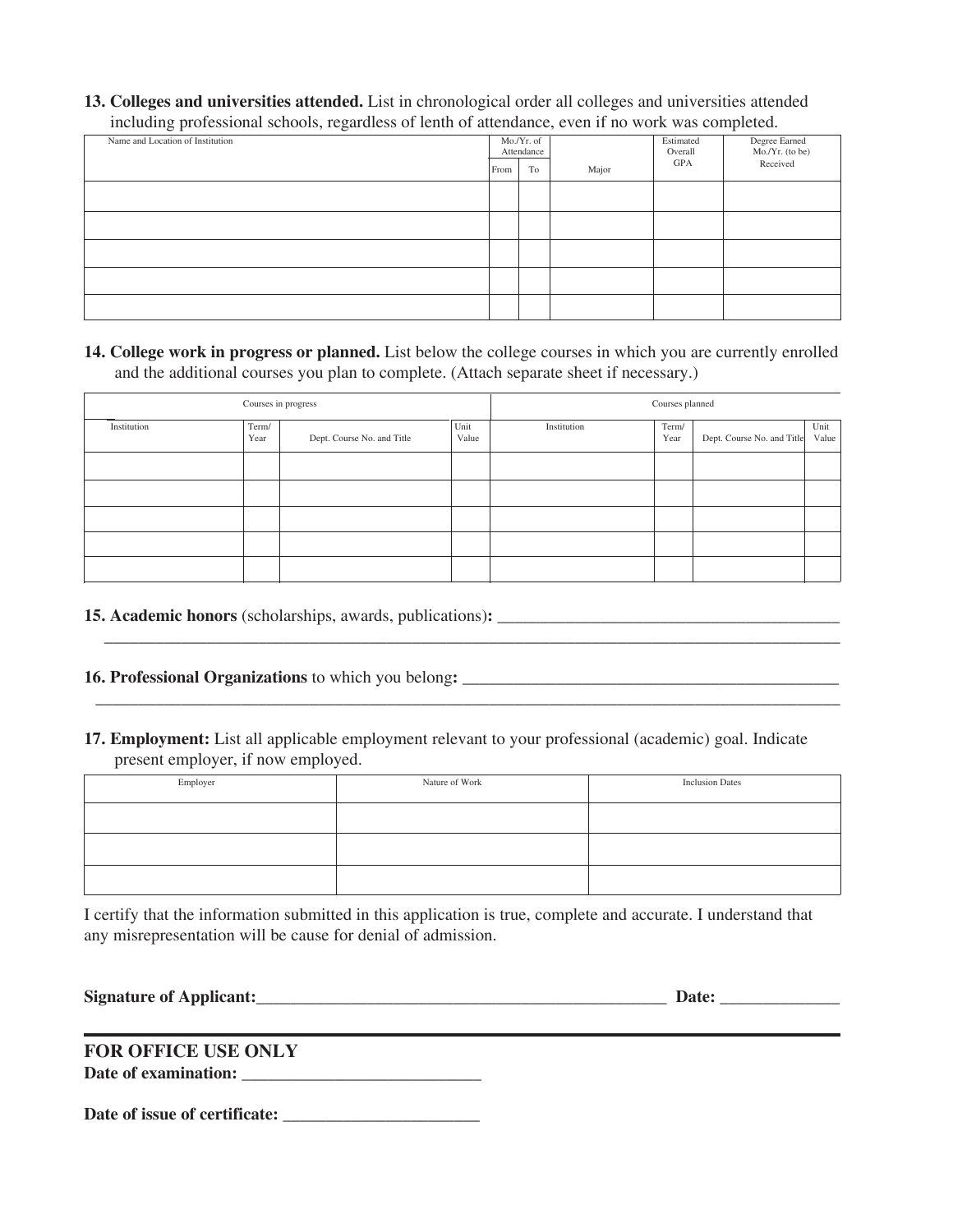**13. Colleges and universities attended.** List in chronological order all colleges and universities attended including professional schools, regardless of lenth of attendance, even if no work was completed.

| Name and Location of Institution | Mo./Yr. of Attendance | | Major | Estimated Overall GPA | Degree Earned Mo./Yr. (to be) Received |
|---|---|---|---|---|---|
| | From | To | | | |
| | | | | | |
| | | | | | |
| | | | | | |
| | | | | | |
| | | | | | |

**14. College work in progress or planned.** List below the college courses in which you are currently enrolled and the additional courses you plan to complete. (Attach separate sheet if necessary.)

| Courses in progress | | | | Courses planned | | | |
|---|---|---|---|---|---|---|---|
| Institution | Term/ Year | Dept. Course No. and Title | Unit Value | Institution | Term/ Year | Dept. Course No. and Title | Unit Value |
| | | | | | | | |
| | | | | | | | |
| | | | | | | | |
| | | | | | | | |
| | | | | | | | |

**15. Academic honors** (scholarships, awards, publications)**:** ________________________________________
______________________________________________________________________________

**16. Professional Organizations** to which you belong**:** ____________________________________________
______________________________________________________________________________

**17. Employment:** List all applicable employment relevant to your professional (academic) goal. Indicate present employer, if now employed.

| Employer | Nature of Work | Inclusion Dates |
|---|---|---|
| | | |
| | | |
| | | |

I certify that the information submitted in this application is true, complete and accurate. I understand that any misrepresentation will be cause for denial of admission.

**Signature of Applicant:**__________________________________________________ **Date:** ______________

---

**FOR OFFICE USE ONLY**

**Date of examination:** ____________________________

**Date of issue of certificate:** _______________________